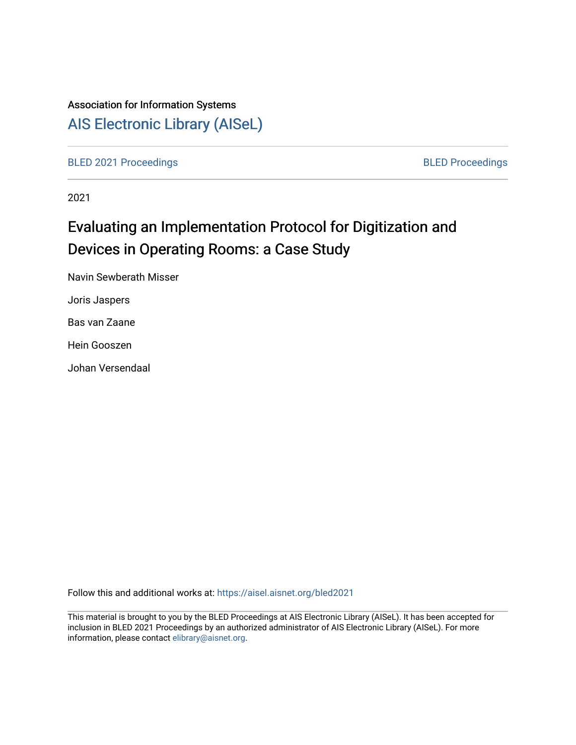Association for Information Systems

[AIS Electronic Library (AISeL)](https://aisel.aisnet.org/)

[BLED 2021 Proceedings](https://aisel.aisnet.org/bled2021) | [BLED Proceedings](https://aisel.aisnet.org/bled)

2021

# Evaluating an Implementation Protocol for Digitization and Devices in Operating Rooms: a Case Study

Navin Sewberath Misser

Joris Jaspers

Bas van Zaane

Hein Gooszen

Johan Versendaal

Follow this and additional works at: https://aisel.aisnet.org/bled2021

This material is brought to you by the BLED Proceedings at AIS Electronic Library (AISeL). It has been accepted for inclusion in BLED 2021 Proceedings by an authorized administrator of AIS Electronic Library (AISeL). For more information, please contact elibrary@aisnet.org.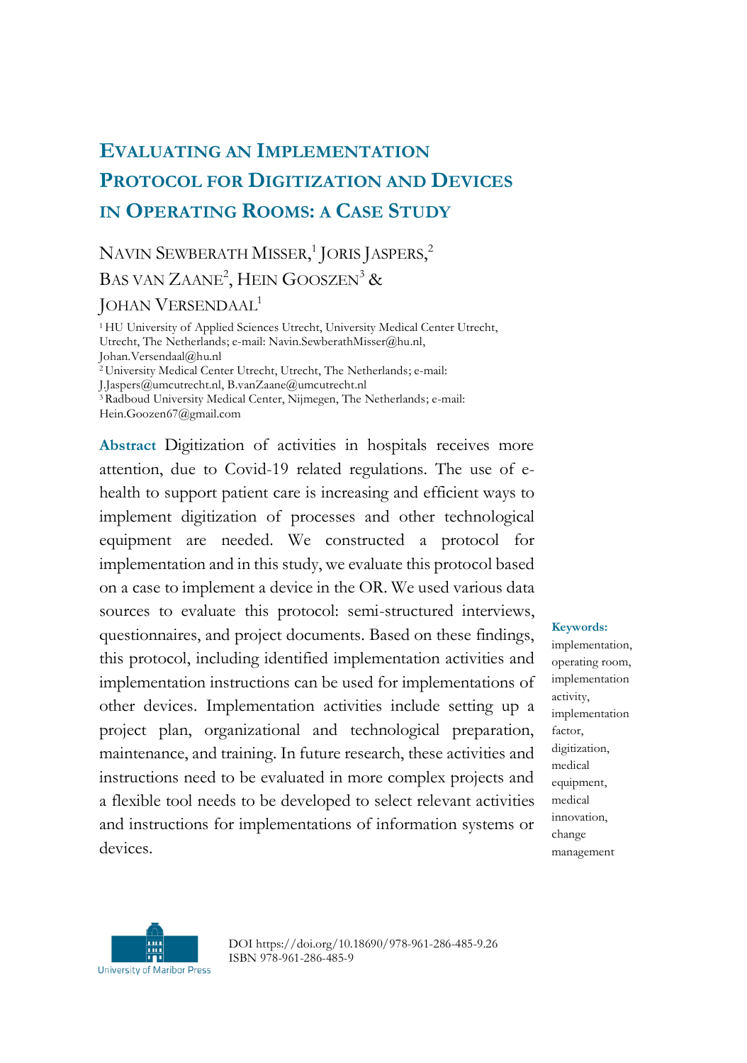# Evaluating an Implementation Protocol for Digitization and Devices in Operating Rooms: a Case Study

Navin Sewberath Misser,[1] Joris Jaspers,[2] Bas van Zaane[2], Hein Gooszen[3] & Johan Versendaal[1]

[1] HU University of Applied Sciences Utrecht, University Medical Center Utrecht, Utrecht, The Netherlands; e-mail: Navin.SewberathMisser@hu.nl, Johan.Versendaal@hu.nl

[2] University Medical Center Utrecht, Utrecht, The Netherlands; e-mail: J.Jaspers@umcutrecht.nl, B.vanZaane@umcutrecht.nl

[3] Radboud University Medical Center, Nijmegen, The Netherlands; e-mail: Hein.Goozen67@gmail.com

**Abstract** Digitization of activities in hospitals receives more attention, due to Covid-19 related regulations. The use of e-health to support patient care is increasing and efficient ways to implement digitization of processes and other technological equipment are needed. We constructed a protocol for implementation and in this study, we evaluate this protocol based on a case to implement a device in the OR. We used various data sources to evaluate this protocol: semi-structured interviews, questionnaires, and project documents. Based on these findings, this protocol, including identified implementation activities and implementation instructions can be used for implementations of other devices. Implementation activities include setting up a project plan, organizational and technological preparation, maintenance, and training. In future research, these activities and instructions need to be evaluated in more complex projects and a flexible tool needs to be developed to select relevant activities and instructions for implementations of information systems or devices.

**Keywords:** implementation, operating room, implementation activity, implementation factor, digitization, medical equipment, medical innovation, change management

DOI https://doi.org/10.18690/978-961-286-485-9.26
ISBN 978-961-286-485-9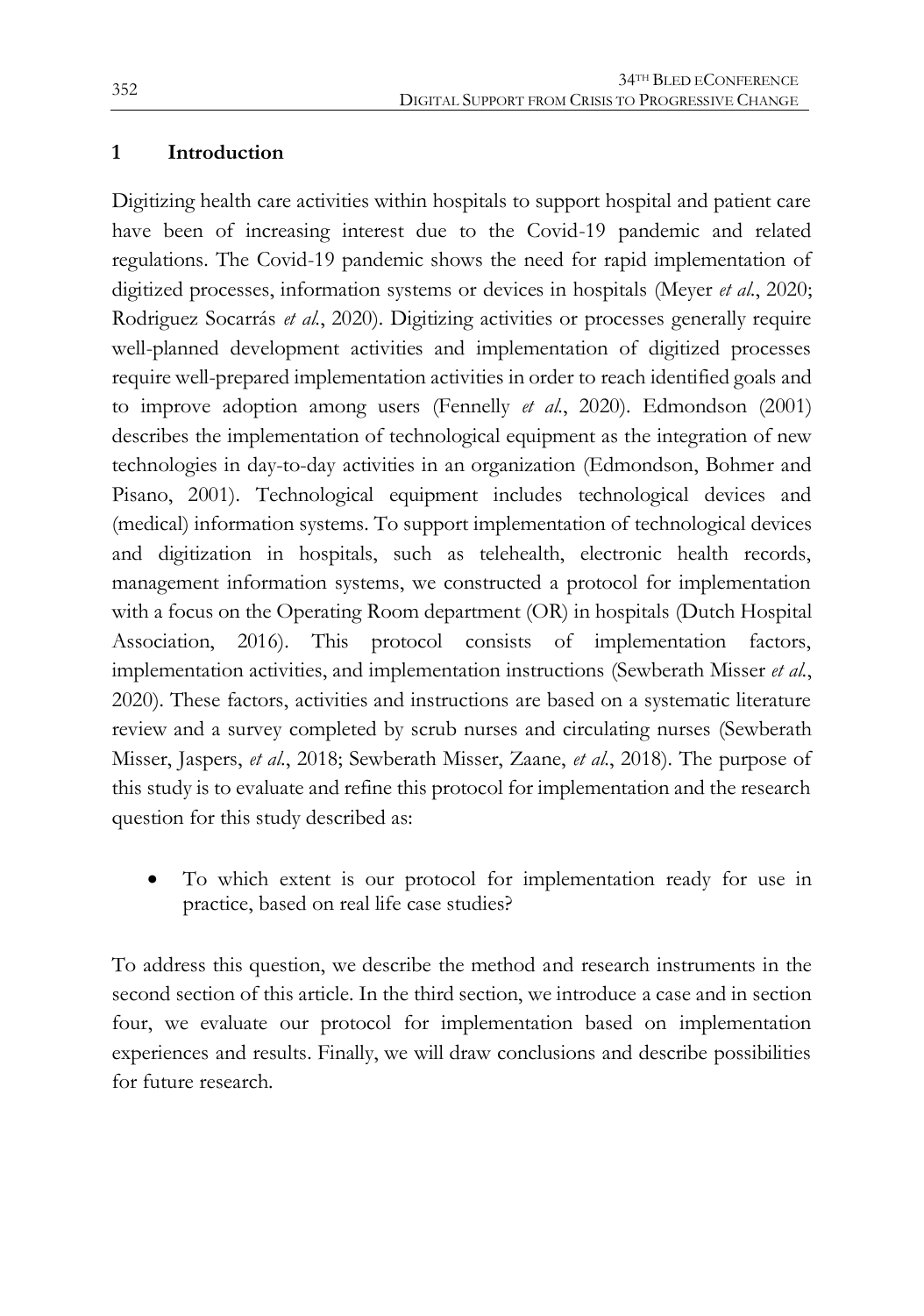## 1 Introduction

Digitizing health care activities within hospitals to support hospital and patient care have been of increasing interest due to the Covid-19 pandemic and related regulations. The Covid-19 pandemic shows the need for rapid implementation of digitized processes, information systems or devices in hospitals (Meyer *et al.*, 2020; Rodriguez Socarrás *et al.*, 2020). Digitizing activities or processes generally require well-planned development activities and implementation of digitized processes require well-prepared implementation activities in order to reach identified goals and to improve adoption among users (Fennelly *et al.*, 2020). Edmondson (2001) describes the implementation of technological equipment as the integration of new technologies in day-to-day activities in an organization (Edmondson, Bohmer and Pisano, 2001). Technological equipment includes technological devices and (medical) information systems. To support implementation of technological devices and digitization in hospitals, such as telehealth, electronic health records, management information systems, we constructed a protocol for implementation with a focus on the Operating Room department (OR) in hospitals (Dutch Hospital Association, 2016). This protocol consists of implementation factors, implementation activities, and implementation instructions (Sewberath Misser *et al.*, 2020). These factors, activities and instructions are based on a systematic literature review and a survey completed by scrub nurses and circulating nurses (Sewberath Misser, Jaspers, *et al.*, 2018; Sewberath Misser, Zaane, *et al.*, 2018). The purpose of this study is to evaluate and refine this protocol for implementation and the research question for this study described as:

- To which extent is our protocol for implementation ready for use in practice, based on real life case studies?

To address this question, we describe the method and research instruments in the second section of this article. In the third section, we introduce a case and in section four, we evaluate our protocol for implementation based on implementation experiences and results. Finally, we will draw conclusions and describe possibilities for future research.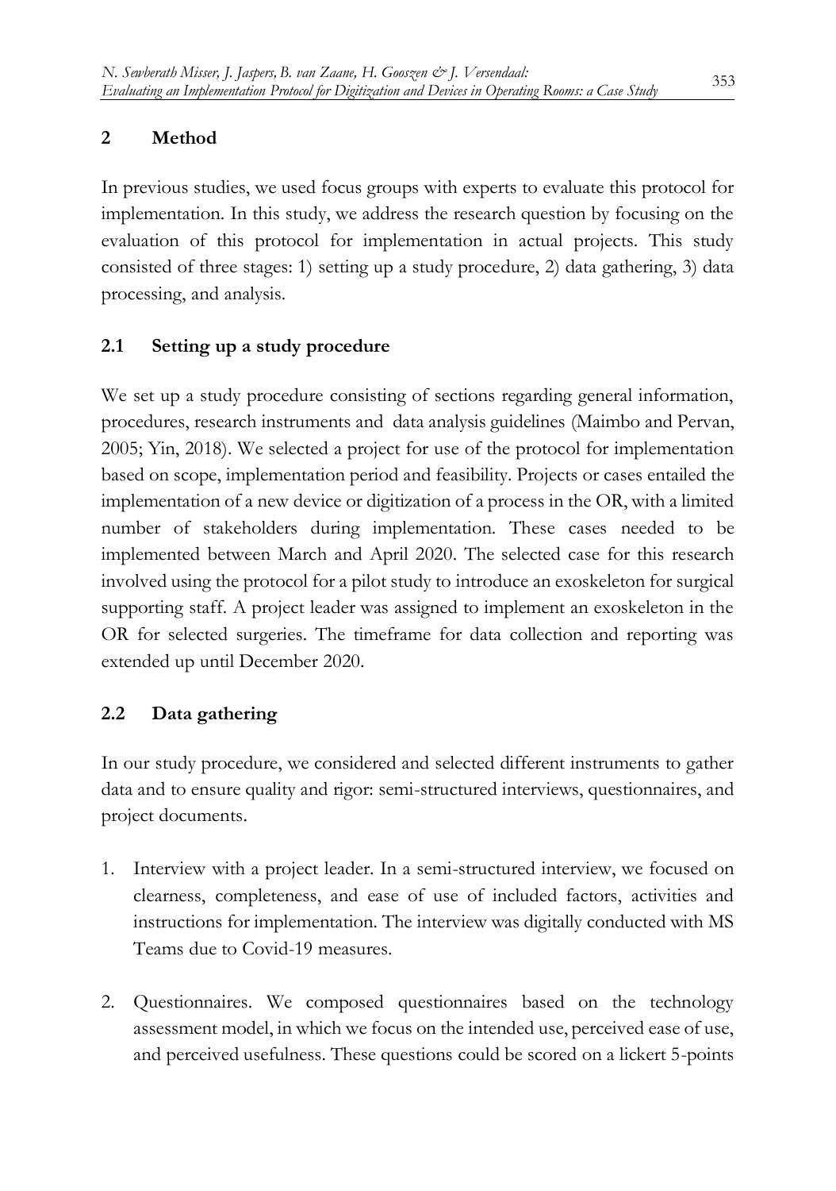## 2 Method

In previous studies, we used focus groups with experts to evaluate this protocol for implementation. In this study, we address the research question by focusing on the evaluation of this protocol for implementation in actual projects. This study consisted of three stages: 1) setting up a study procedure, 2) data gathering, 3) data processing, and analysis.

### 2.1 Setting up a study procedure

We set up a study procedure consisting of sections regarding general information, procedures, research instruments and data analysis guidelines (Maimbo and Pervan, 2005; Yin, 2018). We selected a project for use of the protocol for implementation based on scope, implementation period and feasibility. Projects or cases entailed the implementation of a new device or digitization of a process in the OR, with a limited number of stakeholders during implementation. These cases needed to be implemented between March and April 2020. The selected case for this research involved using the protocol for a pilot study to introduce an exoskeleton for surgical supporting staff. A project leader was assigned to implement an exoskeleton in the OR for selected surgeries. The timeframe for data collection and reporting was extended up until December 2020.

### 2.2 Data gathering

In our study procedure, we considered and selected different instruments to gather data and to ensure quality and rigor: semi-structured interviews, questionnaires, and project documents.

1. Interview with a project leader. In a semi-structured interview, we focused on clearness, completeness, and ease of use of included factors, activities and instructions for implementation. The interview was digitally conducted with MS Teams due to Covid-19 measures.

2. Questionnaires. We composed questionnaires based on the technology assessment model, in which we focus on the intended use, perceived ease of use, and perceived usefulness. These questions could be scored on a lickert 5-points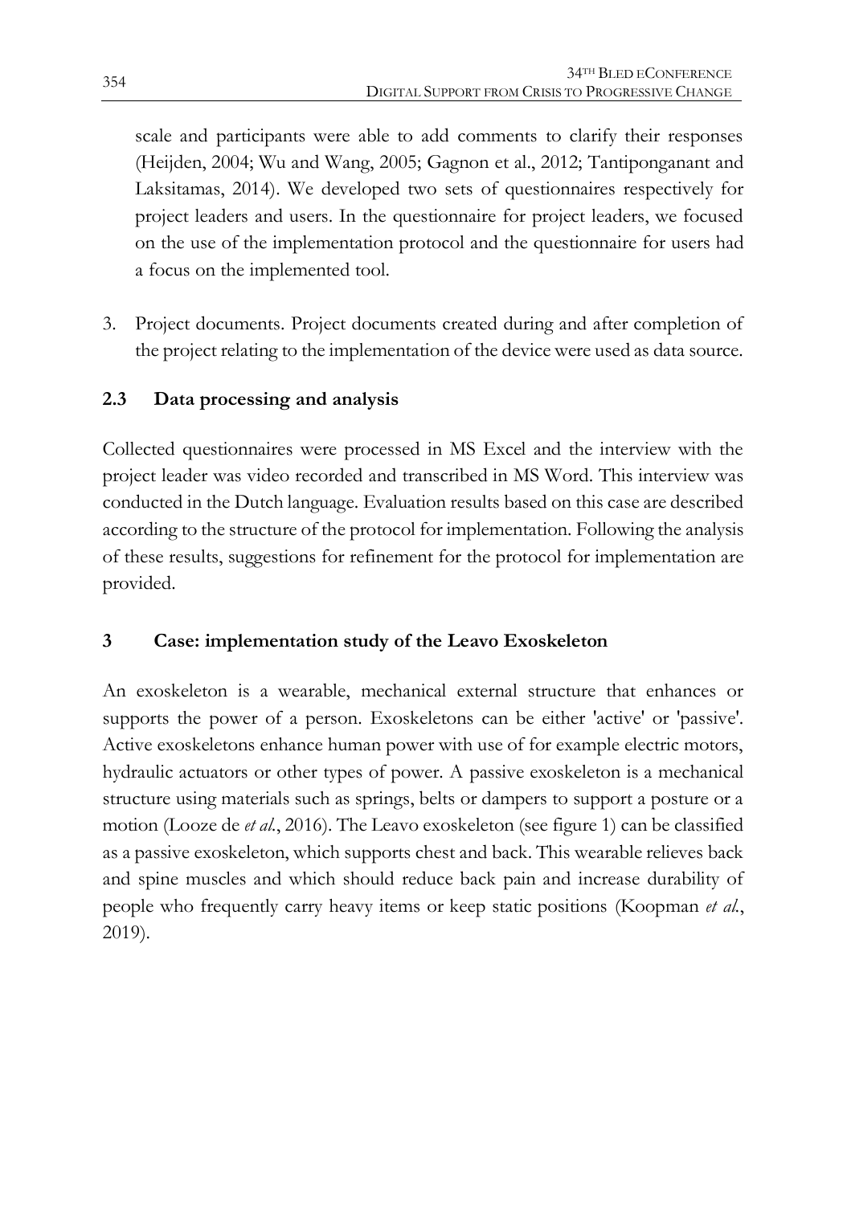scale and participants were able to add comments to clarify their responses (Heijden, 2004; Wu and Wang, 2005; Gagnon et al., 2012; Tantiponganant and Laksitamas, 2014). We developed two sets of questionnaires respectively for project leaders and users. In the questionnaire for project leaders, we focused on the use of the implementation protocol and the questionnaire for users had a focus on the implemented tool.

3. Project documents. Project documents created during and after completion of the project relating to the implementation of the device were used as data source.

### 2.3 Data processing and analysis

Collected questionnaires were processed in MS Excel and the interview with the project leader was video recorded and transcribed in MS Word. This interview was conducted in the Dutch language. Evaluation results based on this case are described according to the structure of the protocol for implementation. Following the analysis of these results, suggestions for refinement for the protocol for implementation are provided.

## 3 Case: implementation study of the Leavo Exoskeleton

An exoskeleton is a wearable, mechanical external structure that enhances or supports the power of a person. Exoskeletons can be either 'active' or 'passive'. Active exoskeletons enhance human power with use of for example electric motors, hydraulic actuators or other types of power. A passive exoskeleton is a mechanical structure using materials such as springs, belts or dampers to support a posture or a motion (Looze de *et al.*, 2016). The Leavo exoskeleton (see figure 1) can be classified as a passive exoskeleton, which supports chest and back. This wearable relieves back and spine muscles and which should reduce back pain and increase durability of people who frequently carry heavy items or keep static positions (Koopman *et al.*, 2019).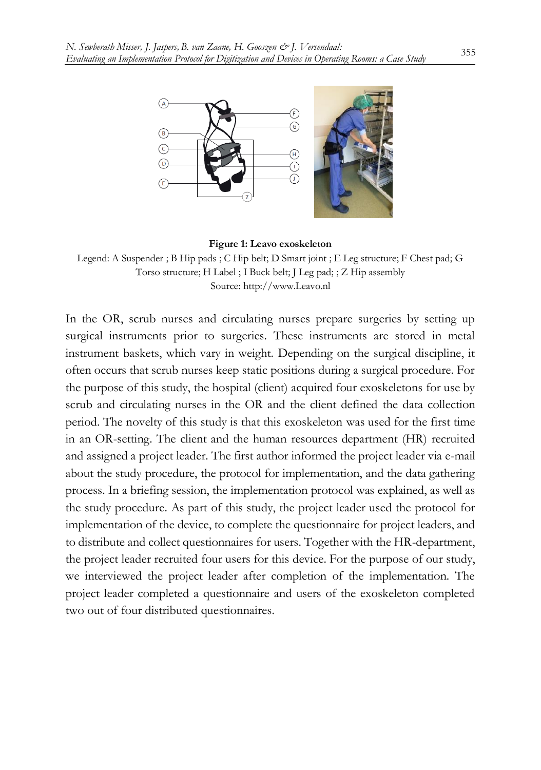**Figure 1: Leavo exoskeleton**

Legend: A Suspender ; B Hip pads ; C Hip belt; D Smart joint ; E Leg structure; F Chest pad; G Torso structure; H Label ; I Buck belt; J Leg pad; ; Z Hip assembly

Source: http://www.Leavo.nl

In the OR, scrub nurses and circulating nurses prepare surgeries by setting up surgical instruments prior to surgeries. These instruments are stored in metal instrument baskets, which vary in weight. Depending on the surgical discipline, it often occurs that scrub nurses keep static positions during a surgical procedure. For the purpose of this study, the hospital (client) acquired four exoskeletons for use by scrub and circulating nurses in the OR and the client defined the data collection period. The novelty of this study is that this exoskeleton was used for the first time in an OR-setting. The client and the human resources department (HR) recruited and assigned a project leader. The first author informed the project leader via e-mail about the study procedure, the protocol for implementation, and the data gathering process. In a briefing session, the implementation protocol was explained, as well as the study procedure. As part of this study, the project leader used the protocol for implementation of the device, to complete the questionnaire for project leaders, and to distribute and collect questionnaires for users. Together with the HR-department, the project leader recruited four users for this device. For the purpose of our study, we interviewed the project leader after completion of the implementation. The project leader completed a questionnaire and users of the exoskeleton completed two out of four distributed questionnaires.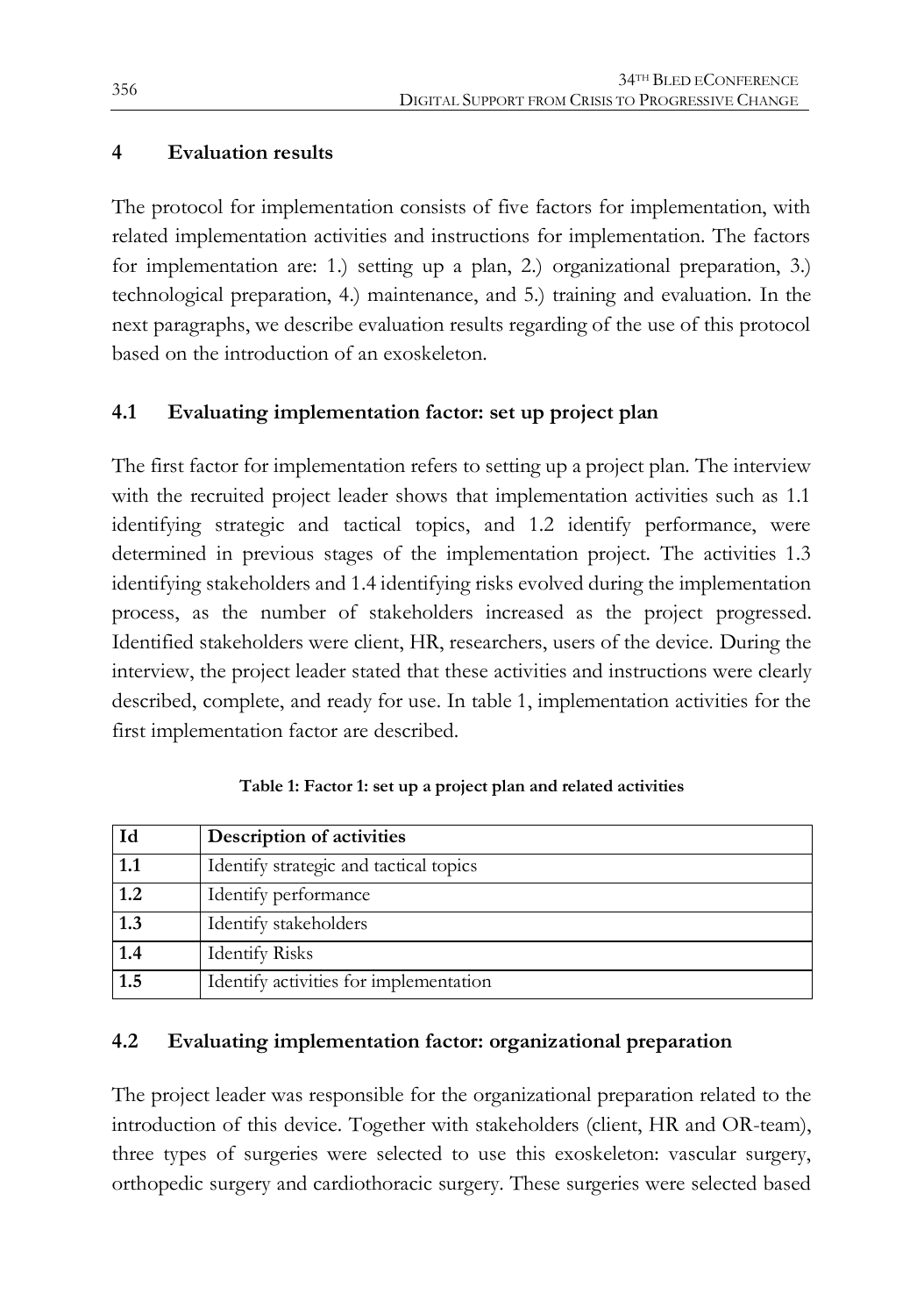## 4 Evaluation results

The protocol for implementation consists of five factors for implementation, with related implementation activities and instructions for implementation. The factors for implementation are: 1.) setting up a plan, 2.) organizational preparation, 3.) technological preparation, 4.) maintenance, and 5.) training and evaluation. In the next paragraphs, we describe evaluation results regarding of the use of this protocol based on the introduction of an exoskeleton.

### 4.1 Evaluating implementation factor: set up project plan

The first factor for implementation refers to setting up a project plan. The interview with the recruited project leader shows that implementation activities such as 1.1 identifying strategic and tactical topics, and 1.2 identify performance, were determined in previous stages of the implementation project. The activities 1.3 identifying stakeholders and 1.4 identifying risks evolved during the implementation process, as the number of stakeholders increased as the project progressed. Identified stakeholders were client, HR, researchers, users of the device. During the interview, the project leader stated that these activities and instructions were clearly described, complete, and ready for use. In table 1, implementation activities for the first implementation factor are described.

**Table 1: Factor 1: set up a project plan and related activities**

| Id | Description of activities |
|---|---|
| 1.1 | Identify strategic and tactical topics |
| 1.2 | Identify performance |
| 1.3 | Identify stakeholders |
| 1.4 | Identify Risks |
| 1.5 | Identify activities for implementation |

### 4.2 Evaluating implementation factor: organizational preparation

The project leader was responsible for the organizational preparation related to the introduction of this device. Together with stakeholders (client, HR and OR-team), three types of surgeries were selected to use this exoskeleton: vascular surgery, orthopedic surgery and cardiothoracic surgery. These surgeries were selected based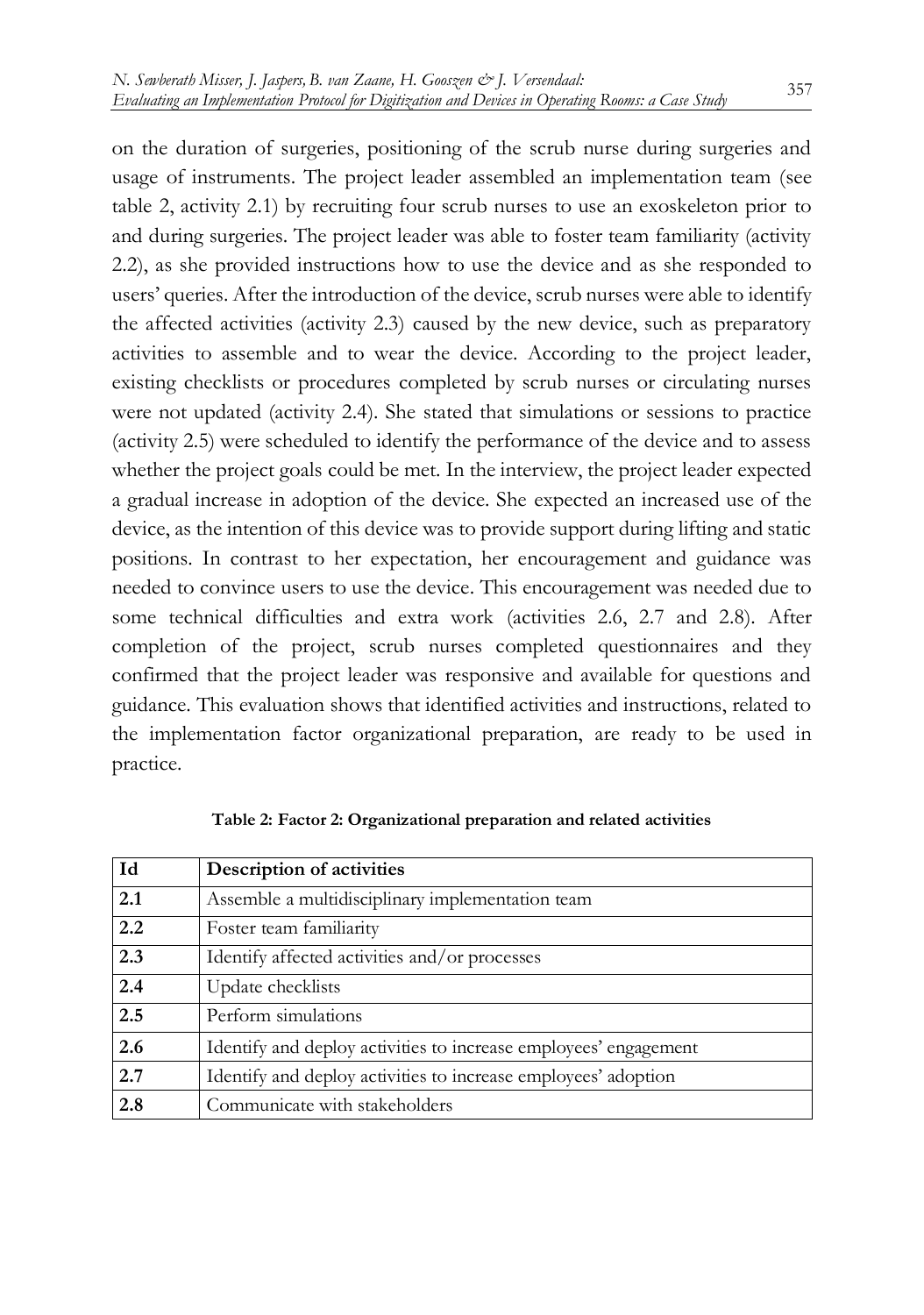on the duration of surgeries, positioning of the scrub nurse during surgeries and usage of instruments. The project leader assembled an implementation team (see table 2, activity 2.1) by recruiting four scrub nurses to use an exoskeleton prior to and during surgeries. The project leader was able to foster team familiarity (activity 2.2), as she provided instructions how to use the device and as she responded to users' queries. After the introduction of the device, scrub nurses were able to identify the affected activities (activity 2.3) caused by the new device, such as preparatory activities to assemble and to wear the device. According to the project leader, existing checklists or procedures completed by scrub nurses or circulating nurses were not updated (activity 2.4). She stated that simulations or sessions to practice (activity 2.5) were scheduled to identify the performance of the device and to assess whether the project goals could be met. In the interview, the project leader expected a gradual increase in adoption of the device. She expected an increased use of the device, as the intention of this device was to provide support during lifting and static positions. In contrast to her expectation, her encouragement and guidance was needed to convince users to use the device. This encouragement was needed due to some technical difficulties and extra work (activities 2.6, 2.7 and 2.8). After completion of the project, scrub nurses completed questionnaires and they confirmed that the project leader was responsive and available for questions and guidance. This evaluation shows that identified activities and instructions, related to the implementation factor organizational preparation, are ready to be used in practice.

**Table 2: Factor 2: Organizational preparation and related activities**

| Id | Description of activities |
|---|---|
| 2.1 | Assemble a multidisciplinary implementation team |
| 2.2 | Foster team familiarity |
| 2.3 | Identify affected activities and/or processes |
| 2.4 | Update checklists |
| 2.5 | Perform simulations |
| 2.6 | Identify and deploy activities to increase employees' engagement |
| 2.7 | Identify and deploy activities to increase employees' adoption |
| 2.8 | Communicate with stakeholders |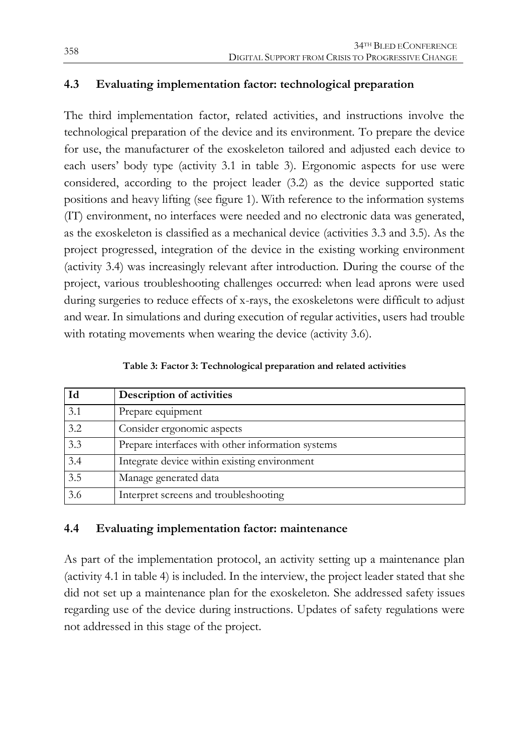### 4.3 Evaluating implementation factor: technological preparation

The third implementation factor, related activities, and instructions involve the technological preparation of the device and its environment. To prepare the device for use, the manufacturer of the exoskeleton tailored and adjusted each device to each users' body type (activity 3.1 in table 3). Ergonomic aspects for use were considered, according to the project leader (3.2) as the device supported static positions and heavy lifting (see figure 1). With reference to the information systems (IT) environment, no interfaces were needed and no electronic data was generated, as the exoskeleton is classified as a mechanical device (activities 3.3 and 3.5). As the project progressed, integration of the device in the existing working environment (activity 3.4) was increasingly relevant after introduction. During the course of the project, various troubleshooting challenges occurred: when lead aprons were used during surgeries to reduce effects of x-rays, the exoskeletons were difficult to adjust and wear. In simulations and during execution of regular activities, users had trouble with rotating movements when wearing the device (activity 3.6).

**Table 3: Factor 3: Technological preparation and related activities**

| Id | Description of activities |
|---|---|
| 3.1 | Prepare equipment |
| 3.2 | Consider ergonomic aspects |
| 3.3 | Prepare interfaces with other information systems |
| 3.4 | Integrate device within existing environment |
| 3.5 | Manage generated data |
| 3.6 | Interpret screens and troubleshooting |

### 4.4 Evaluating implementation factor: maintenance

As part of the implementation protocol, an activity setting up a maintenance plan (activity 4.1 in table 4) is included. In the interview, the project leader stated that she did not set up a maintenance plan for the exoskeleton. She addressed safety issues regarding use of the device during instructions. Updates of safety regulations were not addressed in this stage of the project.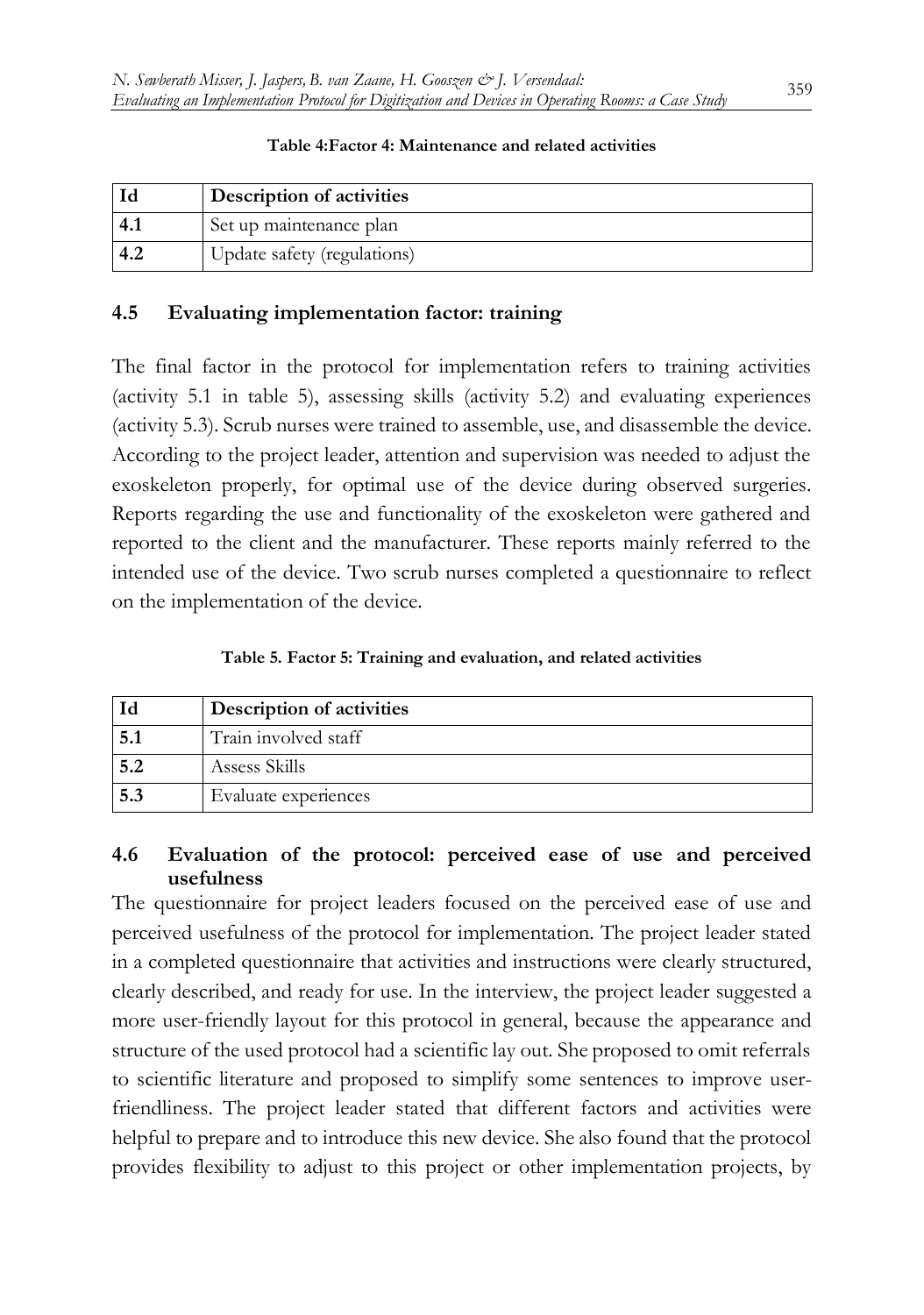**Table 4:Factor 4: Maintenance and related activities**

| Id | Description of activities |
| --- | --- |
| 4.1 | Set up maintenance plan |
| 4.2 | Update safety (regulations) |

### 4.5 Evaluating implementation factor: training

The final factor in the protocol for implementation refers to training activities (activity 5.1 in table 5), assessing skills (activity 5.2) and evaluating experiences (activity 5.3). Scrub nurses were trained to assemble, use, and disassemble the device. According to the project leader, attention and supervision was needed to adjust the exoskeleton properly, for optimal use of the device during observed surgeries. Reports regarding the use and functionality of the exoskeleton were gathered and reported to the client and the manufacturer. These reports mainly referred to the intended use of the device. Two scrub nurses completed a questionnaire to reflect on the implementation of the device.

**Table 5. Factor 5: Training and evaluation, and related activities**

| Id | Description of activities |
| --- | --- |
| 5.1 | Train involved staff |
| 5.2 | Assess Skills |
| 5.3 | Evaluate experiences |

### 4.6 Evaluation of the protocol: perceived ease of use and perceived usefulness

The questionnaire for project leaders focused on the perceived ease of use and perceived usefulness of the protocol for implementation. The project leader stated in a completed questionnaire that activities and instructions were clearly structured, clearly described, and ready for use. In the interview, the project leader suggested a more user-friendly layout for this protocol in general, because the appearance and structure of the used protocol had a scientific lay out. She proposed to omit referrals to scientific literature and proposed to simplify some sentences to improve user-friendliness. The project leader stated that different factors and activities were helpful to prepare and to introduce this new device. She also found that the protocol provides flexibility to adjust to this project or other implementation projects, by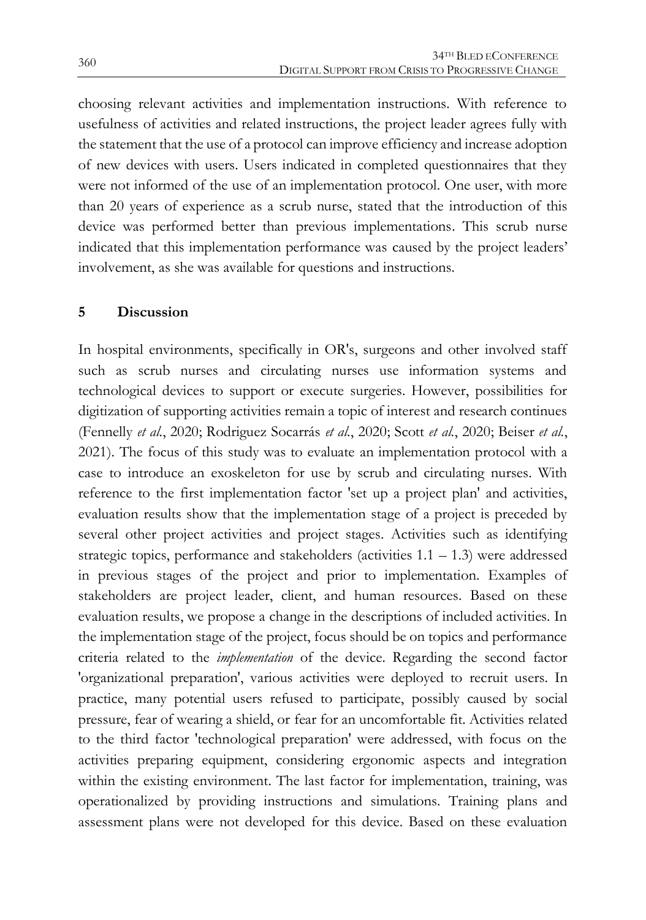choosing relevant activities and implementation instructions. With reference to usefulness of activities and related instructions, the project leader agrees fully with the statement that the use of a protocol can improve efficiency and increase adoption of new devices with users. Users indicated in completed questionnaires that they were not informed of the use of an implementation protocol. One user, with more than 20 years of experience as a scrub nurse, stated that the introduction of this device was performed better than previous implementations. This scrub nurse indicated that this implementation performance was caused by the project leaders' involvement, as she was available for questions and instructions.

## 5 Discussion

In hospital environments, specifically in OR's, surgeons and other involved staff such as scrub nurses and circulating nurses use information systems and technological devices to support or execute surgeries. However, possibilities for digitization of supporting activities remain a topic of interest and research continues (Fennelly *et al.*, 2020; Rodriguez Socarrás *et al.*, 2020; Scott *et al.*, 2020; Beiser *et al.*, 2021). The focus of this study was to evaluate an implementation protocol with a case to introduce an exoskeleton for use by scrub and circulating nurses. With reference to the first implementation factor 'set up a project plan' and activities, evaluation results show that the implementation stage of a project is preceded by several other project activities and project stages. Activities such as identifying strategic topics, performance and stakeholders (activities 1.1 – 1.3) were addressed in previous stages of the project and prior to implementation. Examples of stakeholders are project leader, client, and human resources. Based on these evaluation results, we propose a change in the descriptions of included activities. In the implementation stage of the project, focus should be on topics and performance criteria related to the *implementation* of the device. Regarding the second factor 'organizational preparation', various activities were deployed to recruit users. In practice, many potential users refused to participate, possibly caused by social pressure, fear of wearing a shield, or fear for an uncomfortable fit. Activities related to the third factor 'technological preparation' were addressed, with focus on the activities preparing equipment, considering ergonomic aspects and integration within the existing environment. The last factor for implementation, training, was operationalized by providing instructions and simulations. Training plans and assessment plans were not developed for this device. Based on these evaluation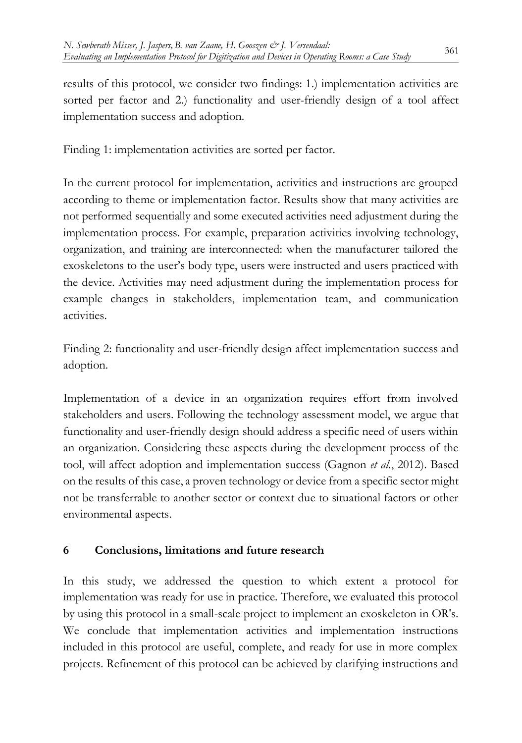results of this protocol, we consider two findings: 1.) implementation activities are sorted per factor and 2.) functionality and user-friendly design of a tool affect implementation success and adoption.

Finding 1: implementation activities are sorted per factor.

In the current protocol for implementation, activities and instructions are grouped according to theme or implementation factor. Results show that many activities are not performed sequentially and some executed activities need adjustment during the implementation process. For example, preparation activities involving technology, organization, and training are interconnected: when the manufacturer tailored the exoskeletons to the user's body type, users were instructed and users practiced with the device. Activities may need adjustment during the implementation process for example changes in stakeholders, implementation team, and communication activities.

Finding 2: functionality and user-friendly design affect implementation success and adoption.

Implementation of a device in an organization requires effort from involved stakeholders and users. Following the technology assessment model, we argue that functionality and user-friendly design should address a specific need of users within an organization. Considering these aspects during the development process of the tool, will affect adoption and implementation success (Gagnon *et al.*, 2012). Based on the results of this case, a proven technology or device from a specific sector might not be transferrable to another sector or context due to situational factors or other environmental aspects.

## 6 Conclusions, limitations and future research

In this study, we addressed the question to which extent a protocol for implementation was ready for use in practice. Therefore, we evaluated this protocol by using this protocol in a small-scale project to implement an exoskeleton in OR's. We conclude that implementation activities and implementation instructions included in this protocol are useful, complete, and ready for use in more complex projects. Refinement of this protocol can be achieved by clarifying instructions and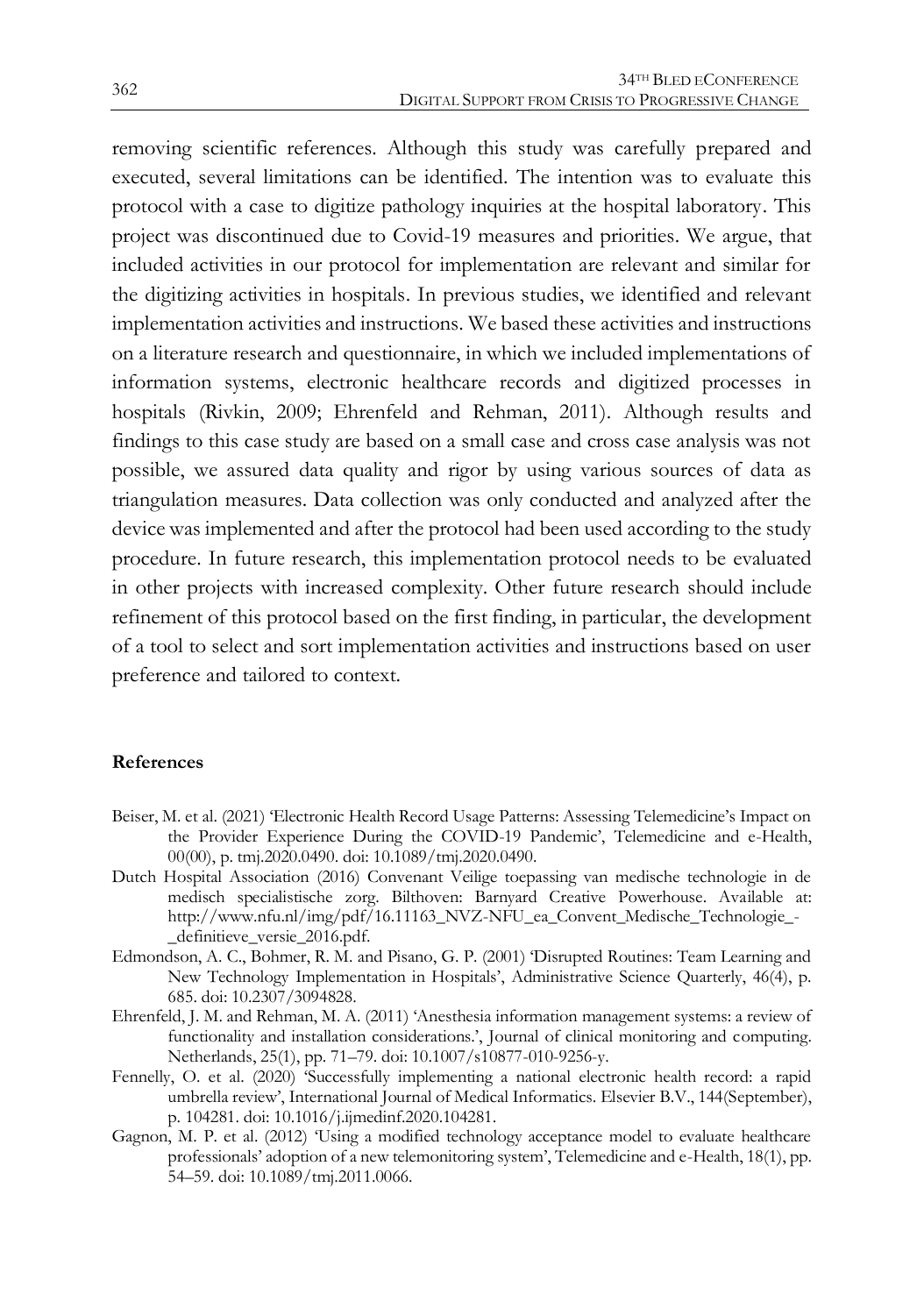removing scientific references. Although this study was carefully prepared and executed, several limitations can be identified. The intention was to evaluate this protocol with a case to digitize pathology inquiries at the hospital laboratory. This project was discontinued due to Covid-19 measures and priorities. We argue, that included activities in our protocol for implementation are relevant and similar for the digitizing activities in hospitals. In previous studies, we identified and relevant implementation activities and instructions. We based these activities and instructions on a literature research and questionnaire, in which we included implementations of information systems, electronic healthcare records and digitized processes in hospitals (Rivkin, 2009; Ehrenfeld and Rehman, 2011). Although results and findings to this case study are based on a small case and cross case analysis was not possible, we assured data quality and rigor by using various sources of data as triangulation measures. Data collection was only conducted and analyzed after the device was implemented and after the protocol had been used according to the study procedure. In future research, this implementation protocol needs to be evaluated in other projects with increased complexity. Other future research should include refinement of this protocol based on the first finding, in particular, the development of a tool to select and sort implementation activities and instructions based on user preference and tailored to context.

**References**

Beiser, M. et al. (2021) 'Electronic Health Record Usage Patterns: Assessing Telemedicine's Impact on the Provider Experience During the COVID-19 Pandemic', Telemedicine and e-Health, 00(00), p. tmj.2020.0490. doi: 10.1089/tmj.2020.0490.

Dutch Hospital Association (2016) Convenant Veilige toepassing van medische technologie in de medisch specialistische zorg. Bilthoven: Barnyard Creative Powerhouse. Available at: http://www.nfu.nl/img/pdf/16.11163_NVZ-NFU_ea_Convent_Medische_Technologie_-_definitieve_versie_2016.pdf.

Edmondson, A. C., Bohmer, R. M. and Pisano, G. P. (2001) 'Disrupted Routines: Team Learning and New Technology Implementation in Hospitals', Administrative Science Quarterly, 46(4), p. 685. doi: 10.2307/3094828.

Ehrenfeld, J. M. and Rehman, M. A. (2011) 'Anesthesia information management systems: a review of functionality and installation considerations.', Journal of clinical monitoring and computing. Netherlands, 25(1), pp. 71–79. doi: 10.1007/s10877-010-9256-y.

Fennelly, O. et al. (2020) 'Successfully implementing a national electronic health record: a rapid umbrella review', International Journal of Medical Informatics. Elsevier B.V., 144(September), p. 104281. doi: 10.1016/j.ijmedinf.2020.104281.

Gagnon, M. P. et al. (2012) 'Using a modified technology acceptance model to evaluate healthcare professionals' adoption of a new telemonitoring system', Telemedicine and e-Health, 18(1), pp. 54–59. doi: 10.1089/tmj.2011.0066.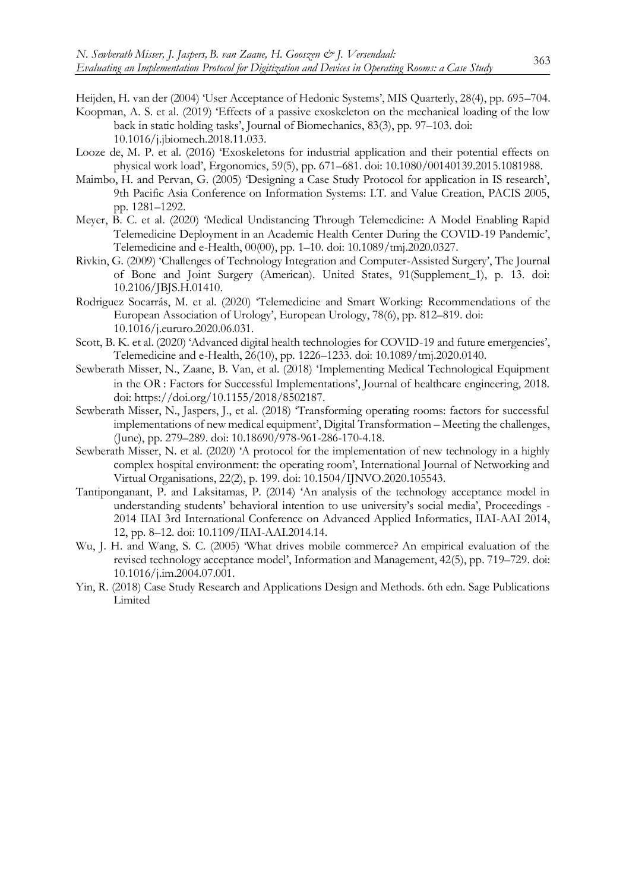Heijden, H. van der (2004) 'User Acceptance of Hedonic Systems', MIS Quarterly, 28(4), pp. 695–704.

Koopman, A. S. et al. (2019) 'Effects of a passive exoskeleton on the mechanical loading of the low back in static holding tasks', Journal of Biomechanics, 83(3), pp. 97–103. doi: 10.1016/j.jbiomech.2018.11.033.

Looze de, M. P. et al. (2016) 'Exoskeletons for industrial application and their potential effects on physical work load', Ergonomics, 59(5), pp. 671–681. doi: 10.1080/00140139.2015.1081988.

Maimbo, H. and Pervan, G. (2005) 'Designing a Case Study Protocol for application in IS research', 9th Pacific Asia Conference on Information Systems: I.T. and Value Creation, PACIS 2005, pp. 1281–1292.

Meyer, B. C. et al. (2020) 'Medical Undistancing Through Telemedicine: A Model Enabling Rapid Telemedicine Deployment in an Academic Health Center During the COVID-19 Pandemic', Telemedicine and e-Health, 00(00), pp. 1–10. doi: 10.1089/tmj.2020.0327.

Rivkin, G. (2009) 'Challenges of Technology Integration and Computer-Assisted Surgery', The Journal of Bone and Joint Surgery (American). United States, 91(Supplement_1), p. 13. doi: 10.2106/JBJS.H.01410.

Rodriguez Socarrás, M. et al. (2020) 'Telemedicine and Smart Working: Recommendations of the European Association of Urology', European Urology, 78(6), pp. 812–819. doi: 10.1016/j.eururo.2020.06.031.

Scott, B. K. et al. (2020) 'Advanced digital health technologies for COVID-19 and future emergencies', Telemedicine and e-Health, 26(10), pp. 1226–1233. doi: 10.1089/tmj.2020.0140.

Sewberath Misser, N., Zaane, B. Van, et al. (2018) 'Implementing Medical Technological Equipment in the OR : Factors for Successful Implementations', Journal of healthcare engineering, 2018. doi: https://doi.org/10.1155/2018/8502187.

Sewberath Misser, N., Jaspers, J., et al. (2018) 'Transforming operating rooms: factors for successful implementations of new medical equipment', Digital Transformation – Meeting the challenges, (June), pp. 279–289. doi: 10.18690/978-961-286-170-4.18.

Sewberath Misser, N. et al. (2020) 'A protocol for the implementation of new technology in a highly complex hospital environment: the operating room', International Journal of Networking and Virtual Organisations, 22(2), p. 199. doi: 10.1504/IJNVO.2020.105543.

Tantiponganant, P. and Laksitamas, P. (2014) 'An analysis of the technology acceptance model in understanding students' behavioral intention to use university's social media', Proceedings - 2014 IIAI 3rd International Conference on Advanced Applied Informatics, IIAI-AAI 2014, 12, pp. 8–12. doi: 10.1109/IIAI-AAI.2014.14.

Wu, J. H. and Wang, S. C. (2005) 'What drives mobile commerce? An empirical evaluation of the revised technology acceptance model', Information and Management, 42(5), pp. 719–729. doi: 10.1016/j.im.2004.07.001.

Yin, R. (2018) Case Study Research and Applications Design and Methods. 6th edn. Sage Publications Limited